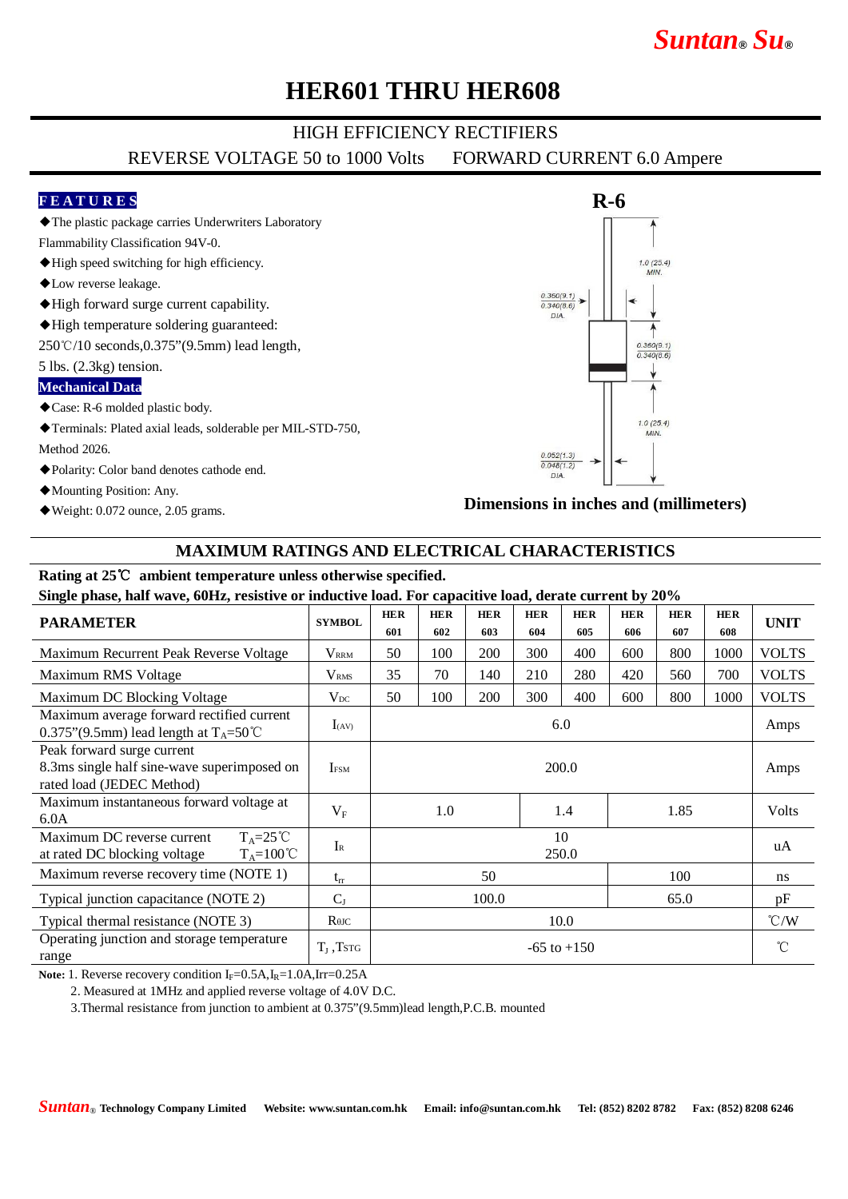# HER601 THRU HER608

HIGH EFFICIENCY RECTIFIERS

REVERSE VOLTAGE 50 to 1000 Volts    FORWARD CURRENT 6.0 Ampere

**FEATURES**

- ◆The plastic package carries Underwriters Laboratory Flammability Classification 94V-0.
- ◆High speed switching for high efficiency.
- ◆Low reverse leakage.
- ◆High forward surge current capability.
- ◆High temperature soldering guaranteed: 250℃/10 seconds,0.375"(9.5mm) lead length, 5 lbs. (2.3kg) tension.

**Mechanical Data**

- ◆Case: R-6 molded plastic body.
- ◆Terminals: Plated axial leads, solderable per MIL-STD-750, Method 2026.
- ◆Polarity: Color band denotes cathode end.
- ◆Mounting Position: Any.
- ◆Weight: 0.072 ounce, 2.05 grams.

**R-6**

1.0 (25.4) MIN.
0.360(9.1) 0.340(8.6) DIA.
0.360(9.1) 0.340(8.6)
1.0 (25.4) MIN.
0.052(1.3) 0.048(1.2) DIA.

**Dimensions in inches and (millimeters)**

## MAXIMUM RATINGS AND ELECTRICAL CHARACTERISTICS

**Rating at 25℃ ambient temperature unless otherwise specified.**
**Single phase, half wave, 60Hz, resistive or inductive load. For capacitive load, derate current by 20%**

| PARAMETER | SYMBOL | HER 601 | HER 602 | HER 603 | HER 604 | HER 605 | HER 606 | HER 607 | HER 608 | UNIT |
|---|---|---|---|---|---|---|---|---|---|---|
| Maximum Recurrent Peak Reverse Voltage | $V_{RRM}$ | 50 | 100 | 200 | 300 | 400 | 600 | 800 | 1000 | VOLTS |
| Maximum RMS Voltage | $V_{RMS}$ | 35 | 70 | 140 | 210 | 280 | 420 | 560 | 700 | VOLTS |
| Maximum DC Blocking Voltage | $V_{DC}$ | 50 | 100 | 200 | 300 | 400 | 600 | 800 | 1000 | VOLTS |
| Maximum average forward rectified current 0.375"(9.5mm) lead length at $T_A$=50℃ | $I_{(AV)}$ | 6.0 | | | | | | | | Amps |
| Peak forward surge current 8.3ms single half sine-wave superimposed on rated load (JEDEC Method) | $I_{FSM}$ | 200.0 | | | | | | | | Amps |
| Maximum instantaneous forward voltage at 6.0A | $V_F$ | 1.0 | | | 1.4 | | 1.85 | | | Volts |
| Maximum DC reverse current at rated DC blocking voltage $T_A$=25℃ / $T_A$=100℃ | $I_R$ | 10 / 250.0 | | | | | | | | uA |
| Maximum reverse recovery time (NOTE 1) | $t_{rr}$ | 50 | | | | | 100 | | | ns |
| Typical junction capacitance (NOTE 2) | $C_J$ | 100.0 | | | | | 65.0 | | | pF |
| Typical thermal resistance (NOTE 3) | $R_{\theta JC}$ | 10.0 | | | | | | | | ℃/W |
| Operating junction and storage temperature range | $T_J$ ,$T_{STG}$ | -65 to +150 | | | | | | | | ℃ |

**Note:** 1. Reverse recovery condition $I_F$=0.5A,$I_R$=1.0A,Irr=0.25A

2. Measured at 1MHz and applied reverse voltage of 4.0V D.C.

3.Thermal resistance from junction to ambient at 0.375"(9.5mm)lead length,P.C.B. mounted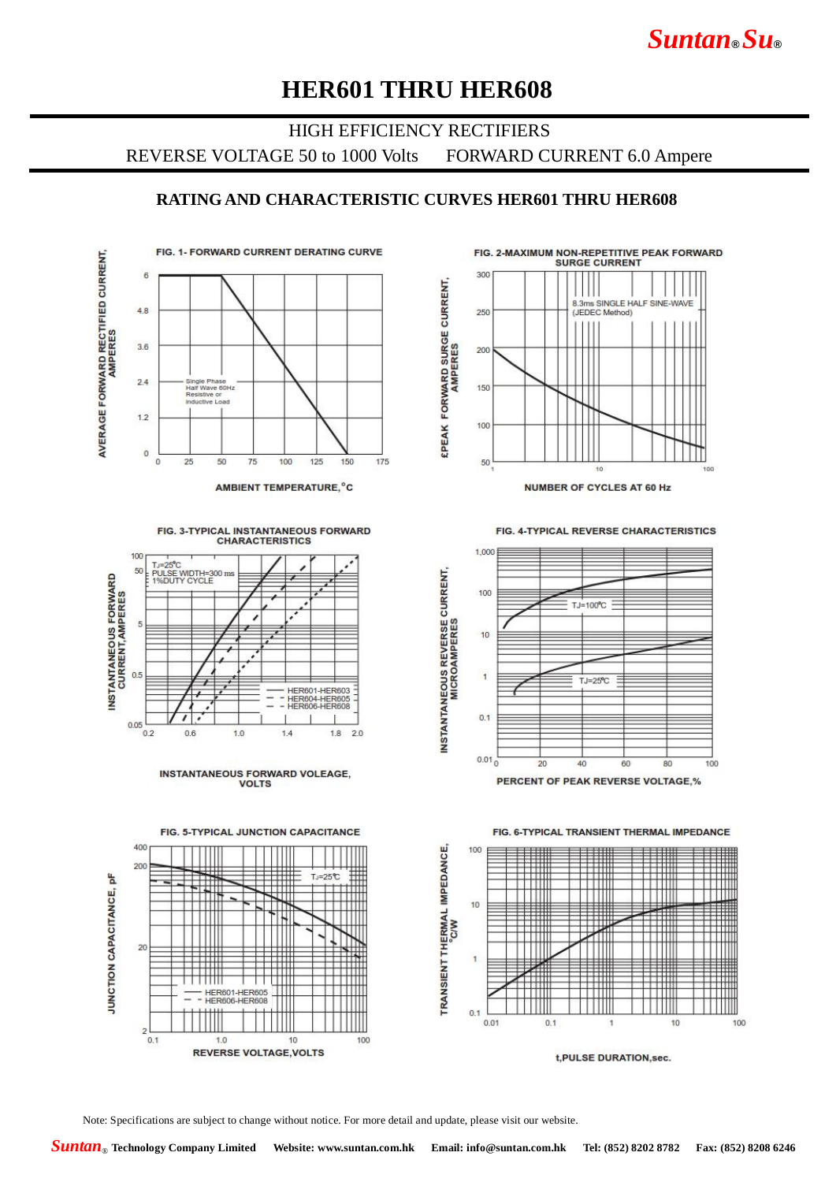# HER601 THRU HER608

HIGH EFFICIENCY RECTIFIERS

REVERSE VOLTAGE 50 to 1000 Volts FORWARD CURRENT 6.0 Ampere

## RATING AND CHARACTERISTIC CURVES HER601 THRU HER608

FIG. 1- FORWARD CURRENT DERATING CURVE

AVERAGE FORWARD RECTIFIED CURRENT, AMPERES

6
4.8
3.6
2.4
1.2
0

Single Phase
Half Wave 60Hz
Resistive or
Inductive Load

0 25 50 75 100 125 150 175

AMBIENT TEMPERATURE,°C

FIG. 2-MAXIMUM NON-REPETITIVE PEAK FORWARD SURGE CURRENT

£PEAK FORWARD SURGE CURRENT, AMPERES

300
250
200
150
100
50

8.3ms SINGLE HALF SINE-WAVE
(JEDEC Method)

1 10 100

NUMBER OF CYCLES AT 60 Hz

FIG. 3-TYPICAL INSTANTANEOUS FORWARD CHARACTERISTICS

INSTANTANEOUS FORWARD CURRENT,AMPERES

100
50
5
0.5
0.05

TJ=25°C
PULSE WIDTH=300 ms
1%DUTY CYCLE

HER601-HER603
HER604-HER605
HER606-HER608

0.2 0.6 1.0 1.4 1.8 2.0

INSTANTANEOUS FORWARD VOLEAGE, VOLTS

FIG. 4-TYPICAL REVERSE CHARACTERISTICS

INSTANTANEOUS REVERSE CURRENT, MICROAMPERES

1,000
100
10
1
0.1
0.01

TJ=100°C
TJ=25°C

0 20 40 60 80 100

PERCENT OF PEAK REVERSE VOLTAGE,%

FIG. 5-TYPICAL JUNCTION CAPACITANCE

JUNCTION CAPACITANCE, pF

400
200
20
2

TJ=25°C

HER601-HER605
HER606-HER608

0.1 1.0 10 100

REVERSE VOLTAGE,VOLTS

FIG. 6-TYPICAL TRANSIENT THERMAL IMPEDANCE

TRANSIENT THERMAL IMPEDANCE, °C/W

100
10
1
0.1

0.01 0.1 1 10 100

t,PULSE DURATION,sec.

Note: Specifications are subject to change without notice. For more detail and update, please visit our website.

Suntan® Technology Company Limited Website: www.suntan.com.hk Email: info@suntan.com.hk Tel: (852) 8202 8782 Fax: (852) 8208 6246